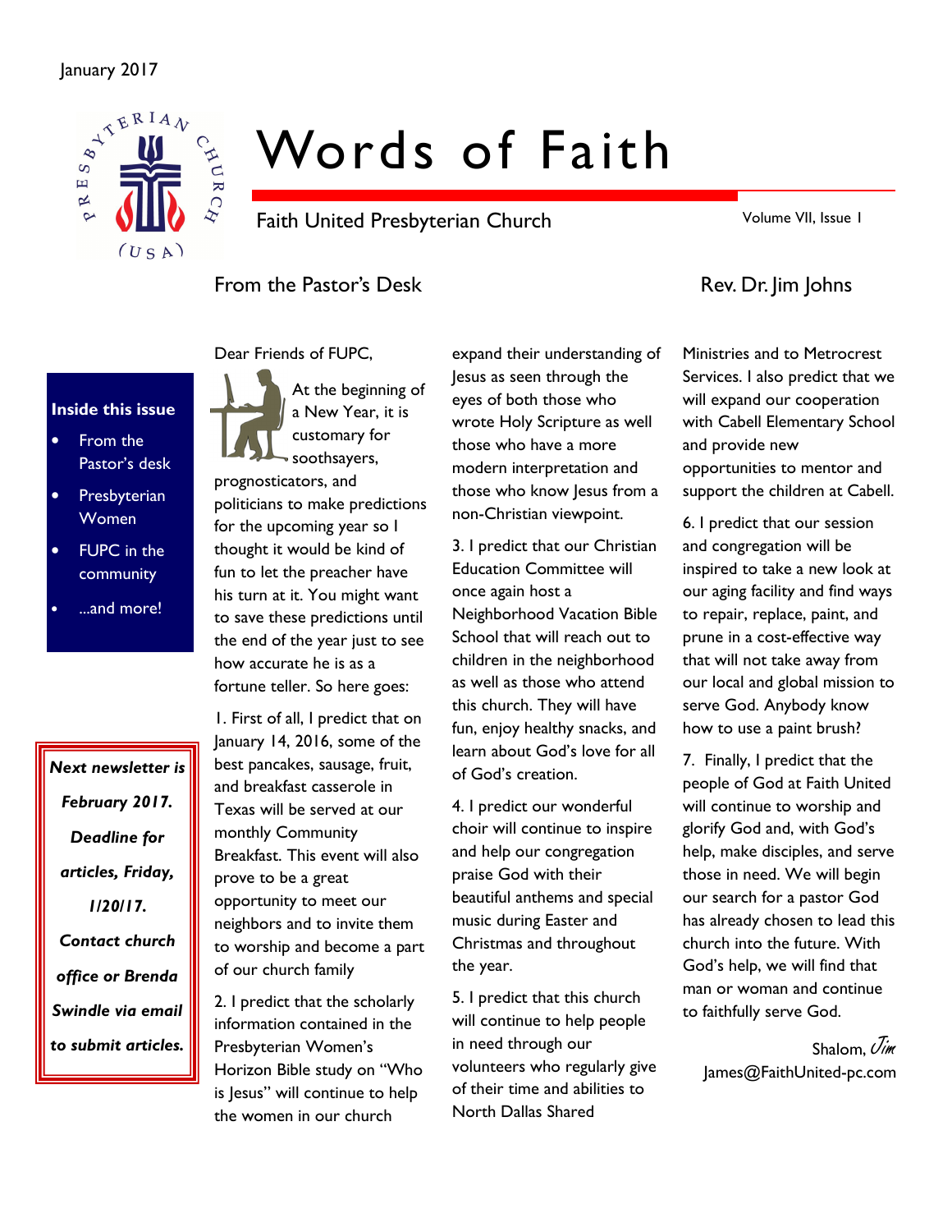January 2017

# Words of Faith

Faith United Presbyterian Church

Volume VII, Issue 1

**Inside this issue**

- From the Pastor's desk
- Presbyterian Women
- FUPC in the community
- ...and more!

***Next newsletter is February 2017. Deadline for articles, Friday, 1/20/17. Contact church office or Brenda Swindle via email to submit articles.***

## From the Pastor's Desk

Rev. Dr. Jim Johns

Dear Friends of FUPC,

At the beginning of a New Year, it is customary for soothsayers, prognosticators, and politicians to make predictions for the upcoming year so I thought it would be kind of fun to let the preacher have his turn at it. You might want to save these predictions until the end of the year just to see how accurate he is as a fortune teller. So here goes:

1. First of all, I predict that on January 14, 2016, some of the best pancakes, sausage, fruit, and breakfast casserole in Texas will be served at our monthly Community Breakfast. This event will also prove to be a great opportunity to meet our neighbors and to invite them to worship and become a part of our church family

2. I predict that the scholarly information contained in the Presbyterian Women's Horizon Bible study on "Who is Jesus" will continue to help the women in our church expand their understanding of Jesus as seen through the eyes of both those who wrote Holy Scripture as well those who have a more modern interpretation and those who know Jesus from a non-Christian viewpoint.

3. I predict that our Christian Education Committee will once again host a Neighborhood Vacation Bible School that will reach out to children in the neighborhood as well as those who attend this church. They will have fun, enjoy healthy snacks, and learn about God's love for all of God's creation.

4. I predict our wonderful choir will continue to inspire and help our congregation praise God with their beautiful anthems and special music during Easter and Christmas and throughout the year.

5. I predict that this church will continue to help people in need through our volunteers who regularly give of their time and abilities to North Dallas Shared Ministries and to Metrocrest Services. I also predict that we will expand our cooperation with Cabell Elementary School and provide new opportunities to mentor and support the children at Cabell.

6. I predict that our session and congregation will be inspired to take a new look at our aging facility and find ways to repair, replace, paint, and prune in a cost-effective way that will not take away from our local and global mission to serve God. Anybody know how to use a paint brush?

7. Finally, I predict that the people of God at Faith United will continue to worship and glorify God and, with God's help, make disciples, and serve those in need. We will begin our search for a pastor God has already chosen to lead this church into the future. With God's help, we will find that man or woman and continue to faithfully serve God.

Shalom, *Jim*

James@FaithUnited-pc.com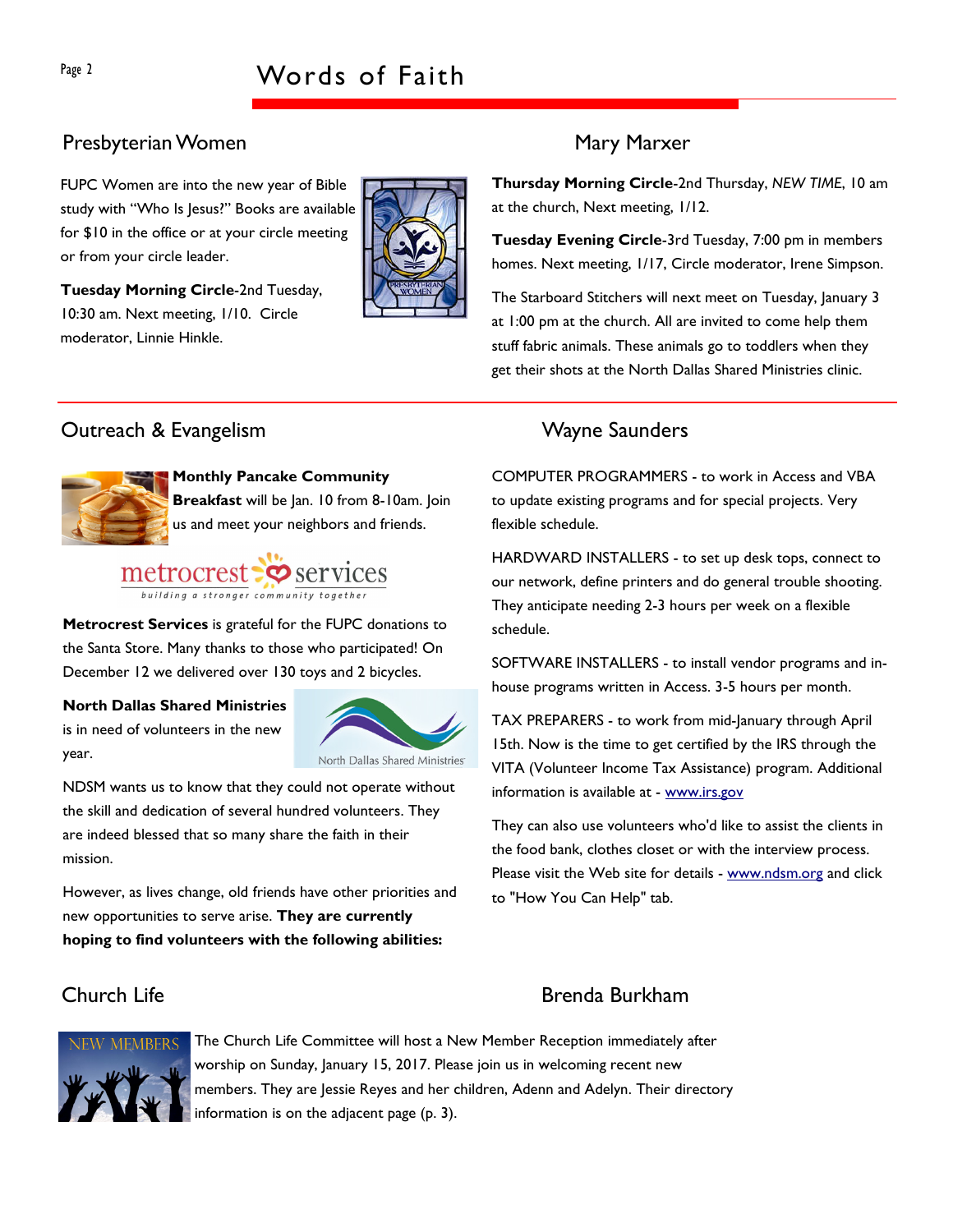## Presbyterian Women

FUPC Women are into the new year of Bible study with "Who Is Jesus?" Books are available for $10 in the office or at your circle meeting or from your circle leader.

**Tuesday Morning Circle**-2nd Tuesday, 10:30 am. Next meeting, 1/10. Circle moderator, Linnie Hinkle.

## Mary Marxer

**Thursday Morning Circle**-2nd Thursday, *NEW TIME*, 10 am at the church, Next meeting, 1/12.

**Tuesday Evening Circle**-3rd Tuesday, 7:00 pm in members homes. Next meeting, 1/17, Circle moderator, Irene Simpson.

The Starboard Stitchers will next meet on Tuesday, January 3 at 1:00 pm at the church. All are invited to come help them stuff fabric animals. These animals go to toddlers when they get their shots at the North Dallas Shared Ministries clinic.

## Outreach & Evangelism

**Monthly Pancake Community Breakfast** will be Jan. 10 from 8-10am. Join us and meet your neighbors and friends.

**Metrocrest Services** is grateful for the FUPC donations to the Santa Store. Many thanks to those who participated! On December 12 we delivered over 130 toys and 2 bicycles.

**North Dallas Shared Ministries** is in need of volunteers in the new year.

NDSM wants us to know that they could not operate without the skill and dedication of several hundred volunteers. They are indeed blessed that so many share the faith in their mission.

However, as lives change, old friends have other priorities and new opportunities to serve arise. **They are currently hoping to find volunteers with the following abilities:**

## Wayne Saunders

COMPUTER PROGRAMMERS - to work in Access and VBA to update existing programs and for special projects. Very flexible schedule.

HARDWARD INSTALLERS - to set up desk tops, connect to our network, define printers and do general trouble shooting. They anticipate needing 2-3 hours per week on a flexible schedule.

SOFTWARE INSTALLERS - to install vendor programs and in-house programs written in Access. 3-5 hours per month.

TAX PREPARERS - to work from mid-January through April 15th. Now is the time to get certified by the IRS through the VITA (Volunteer Income Tax Assistance) program. Additional information is available at - www.irs.gov

They can also use volunteers who'd like to assist the clients in the food bank, clothes closet or with the interview process. Please visit the Web site for details - www.ndsm.org and click to "How You Can Help" tab.

## Church Life

## Brenda Burkham

The Church Life Committee will host a New Member Reception immediately after worship on Sunday, January 15, 2017. Please join us in welcoming recent new members. They are Jessie Reyes and her children, Adenn and Adelyn. Their directory information is on the adjacent page (p. 3).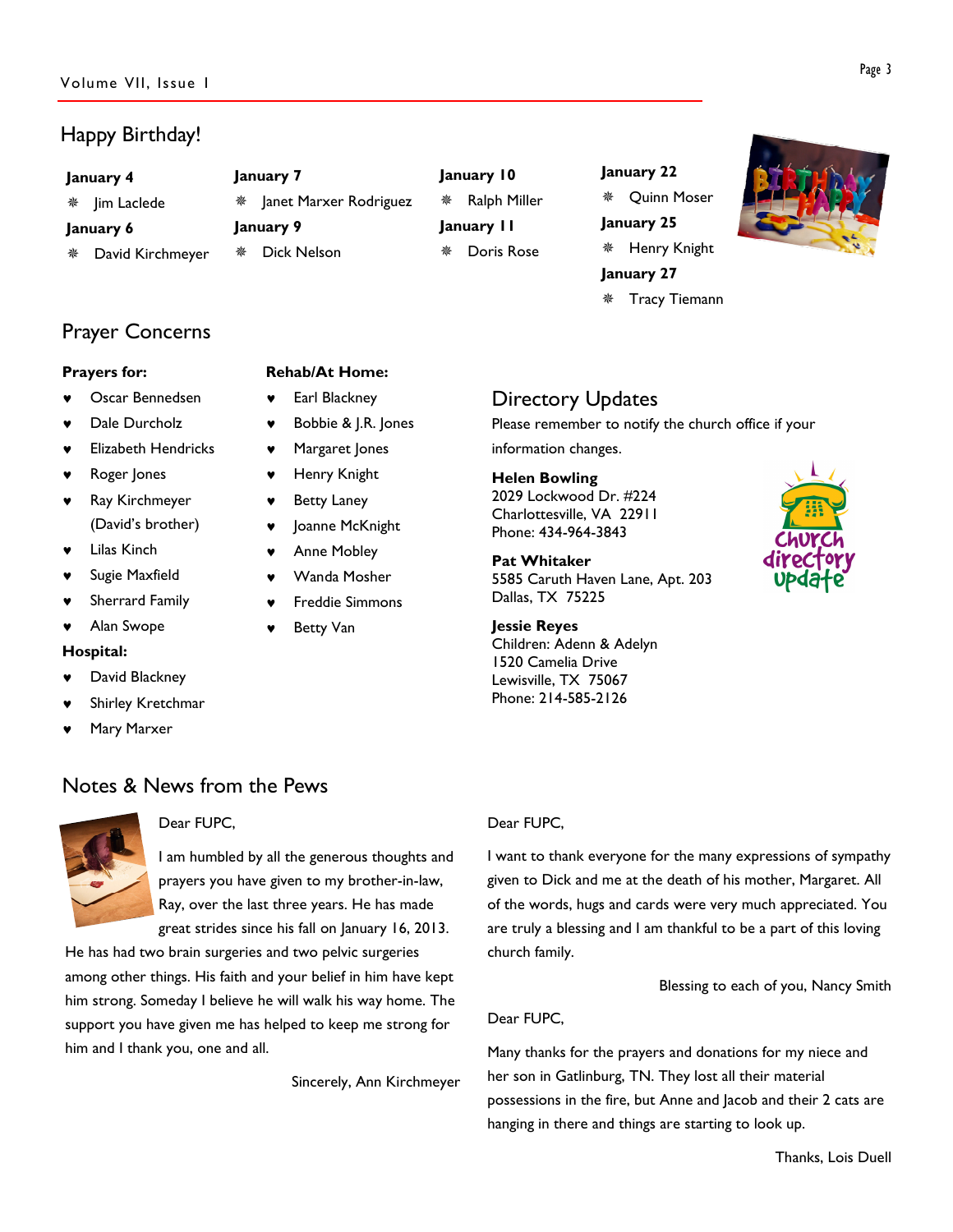## Happy Birthday!

**January 4**

- Jim Laclede

**January 6**

- David Kirchmeyer

**January 7**

- Janet Marxer Rodriguez

**January 9**

- Dick Nelson

**January 10**

- Ralph Miller

**January 11**

- Doris Rose

**January 22**

- Quinn Moser

**January 25**

- Henry Knight

**January 27**

- Tracy Tiemann

## Prayer Concerns

**Prayers for:**

- Oscar Bennedsen
- Dale Durcholz
- Elizabeth Hendricks
- Roger Jones
- Ray Kirchmeyer (David's brother)
- Lilas Kinch
- Sugie Maxfield
- Sherrard Family
- Alan Swope

**Hospital:**

- David Blackney
- Shirley Kretchmar
- Mary Marxer

**Rehab/At Home:**

- Earl Blackney
- Bobbie & J.R. Jones
- Margaret Jones
- Henry Knight
- Betty Laney
- Joanne McKnight
- Anne Mobley
- Wanda Mosher
- Freddie Simmons
- Betty Van

## Directory Updates

Please remember to notify the church office if your information changes.

**Helen Bowling**
2029 Lockwood Dr. #224
Charlottesville, VA 22911
Phone: 434-964-3843

**Pat Whitaker**
5585 Caruth Haven Lane, Apt. 203
Dallas, TX 75225

**Jessie Reyes**
Children: Adenn & Adelyn
1520 Camelia Drive
Lewisville, TX 75067
Phone: 214-585-2126

## Notes & News from the Pews

Dear FUPC,

I am humbled by all the generous thoughts and prayers you have given to my brother-in-law, Ray, over the last three years. He has made great strides since his fall on January 16, 2013. He has had two brain surgeries and two pelvic surgeries among other things. His faith and your belief in him have kept him strong. Someday I believe he will walk his way home. The support you have given me has helped to keep me strong for him and I thank you, one and all.

Sincerely, Ann Kirchmeyer

Dear FUPC,

I want to thank everyone for the many expressions of sympathy given to Dick and me at the death of his mother, Margaret. All of the words, hugs and cards were very much appreciated. You are truly a blessing and I am thankful to be a part of this loving church family.

Blessing to each of you, Nancy Smith

Dear FUPC,

Many thanks for the prayers and donations for my niece and her son in Gatlinburg, TN. They lost all their material possessions in the fire, but Anne and Jacob and their 2 cats are hanging in there and things are starting to look up.

Thanks, Lois Duell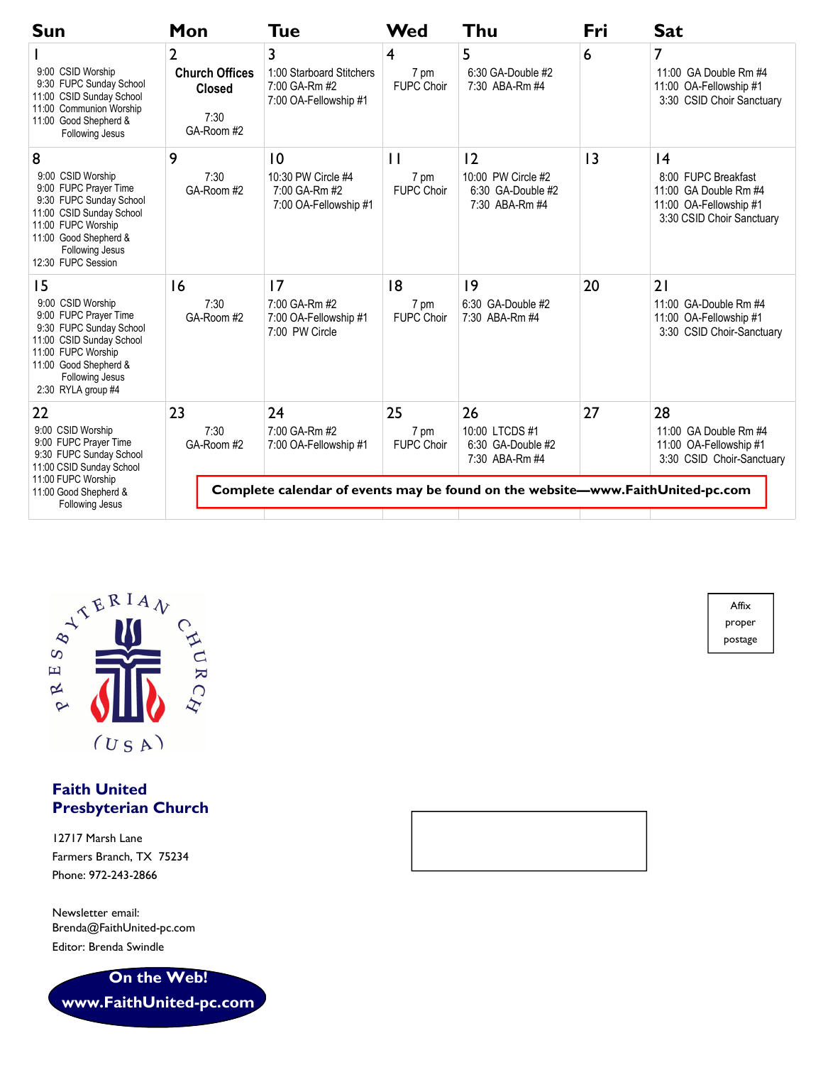| Sun | Mon | Tue | Wed | Thu | Fri | Sat |
|---|---|---|---|---|---|---|
| 1<br>9:00 CSID Worship<br>9:30 FUPC Sunday School<br>11:00 CSID Sunday School<br>11:00 Communion Worship<br>11:00 Good Shepherd & Following Jesus | 2<br>**Church Offices Closed**<br>7:30 GA-Room #2 | 3<br>1:00 Starboard Stitchers<br>7:00 GA-Rm #2<br>7:00 OA-Fellowship #1 | 4<br>7 pm FUPC Choir | 5<br>6:30 GA-Double #2<br>7:30 ABA-Rm #4 | 6 | 7<br>11:00 GA Double Rm #4<br>11:00 OA-Fellowship #1<br>3:30 CSID Choir Sanctuary |
| 8<br>9:00 CSID Worship<br>9:00 FUPC Prayer Time<br>9:30 FUPC Sunday School<br>11:00 CSID Sunday School<br>11:00 FUPC Worship<br>11:00 Good Shepherd & Following Jesus<br>12:30 FUPC Session | 9<br>7:30 GA-Room #2 | 10<br>10:30 PW Circle #4<br>7:00 GA-Rm #2<br>7:00 OA-Fellowship #1 | 11<br>7 pm FUPC Choir | 12<br>10:00 PW Circle #2<br>6:30 GA-Double #2<br>7:30 ABA-Rm #4 | 13 | 14<br>8:00 FUPC Breakfast<br>11:00 GA Double Rm #4<br>11:00 OA-Fellowship #1<br>3:30 CSID Choir Sanctuary |
| 15<br>9:00 CSID Worship<br>9:00 FUPC Prayer Time<br>9:30 FUPC Sunday School<br>11:00 CSID Sunday School<br>11:00 FUPC Worship<br>11:00 Good Shepherd & Following Jesus<br>2:30 RYLA group #4 | 16<br>7:30 GA-Room #2 | 17<br>7:00 GA-Rm #2<br>7:00 OA-Fellowship #1<br>7:00 PW Circle | 18<br>7 pm FUPC Choir | 19<br>6:30 GA-Double #2<br>7:30 ABA-Rm #4 | 20 | 21<br>11:00 GA-Double Rm #4<br>11:00 OA-Fellowship #1<br>3:30 CSID Choir-Sanctuary |
| 22<br>9:00 CSID Worship<br>9:00 FUPC Prayer Time<br>9:30 FUPC Sunday School<br>11:00 CSID Sunday School<br>11:00 FUPC Worship<br>11:00 Good Shepherd & Following Jesus | 23<br>7:30 GA-Room #2 | 24<br>7:00 GA-Rm #2<br>7:00 OA-Fellowship #1 | 25<br>7 pm FUPC Choir | 26<br>10:00 LTCDS #1<br>6:30 GA-Double #2<br>7:30 ABA-Rm #4 | 27 | 28<br>11:00 GA Double Rm #4<br>11:00 OA-Fellowship #1<br>3:30 CSID Choir-Sanctuary |

**Complete calendar of events may be found on the website—www.FaithUnited-pc.com**

PRESBYTERIAN CHURCH (USA)

**Faith United Presbyterian Church**

12717 Marsh Lane
Farmers Branch, TX 75234
Phone: 972-243-2866

Newsletter email:
Brenda@FaithUnited-pc.com
Editor: Brenda Swindle

**On the Web!**
**www.FaithUnited-pc.com**

Affix proper postage